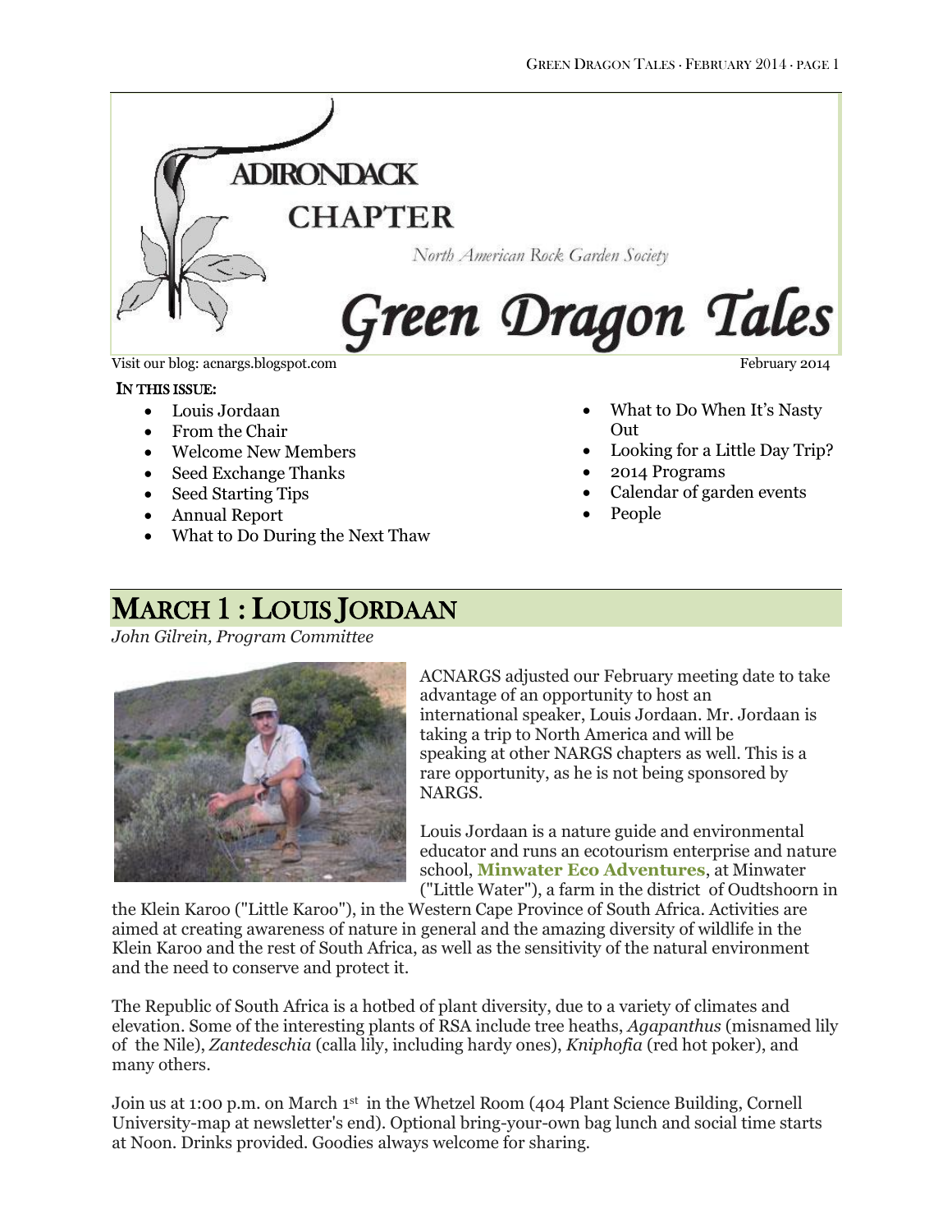# ADIRONDACK CHAPTER

North American Rock Garden Society

# Green Dragon Tales

Visit our blog: acnargs.blogspot.com

February 2014

**IN THIS ISSUE:**

- Louis Jordaan
- From the Chair
- Welcome New Members
- Seed Exchange Thanks
- Seed Starting Tips
- Annual Report
- What to Do During the Next Thaw
- What to Do When It's Nasty Out
- Looking for a Little Day Trip?
- 2014 Programs
- Calendar of garden events
- People

## MARCH 1 : LOUIS JORDAAN

*John Gilrein, Program Committee*

ACNARGS adjusted our February meeting date to take advantage of an opportunity to host an international speaker, Louis Jordaan. Mr. Jordaan is taking a trip to North America and will be speaking at other NARGS chapters as well. This is a rare opportunity, as he is not being sponsored by NARGS.

Louis Jordaan is a nature guide and environmental educator and runs an ecotourism enterprise and nature school, **Minwater Eco Adventures**, at Minwater ("Little Water"), a farm in the district of Oudtshoorn in the Klein Karoo ("Little Karoo"), in the Western Cape Province of South Africa. Activities are aimed at creating awareness of nature in general and the amazing diversity of wildlife in the Klein Karoo and the rest of South Africa, as well as the sensitivity of the natural environment and the need to conserve and protect it.

The Republic of South Africa is a hotbed of plant diversity, due to a variety of climates and elevation. Some of the interesting plants of RSA include tree heaths, *Agapanthus* (misnamed lily of the Nile), *Zantedeschia* (calla lily, including hardy ones), *Kniphofia* (red hot poker), and many others.

Join us at 1:00 p.m. on March 1st in the Whetzel Room (404 Plant Science Building, Cornell University-map at newsletter's end). Optional bring-your-own bag lunch and social time starts at Noon. Drinks provided. Goodies always welcome for sharing.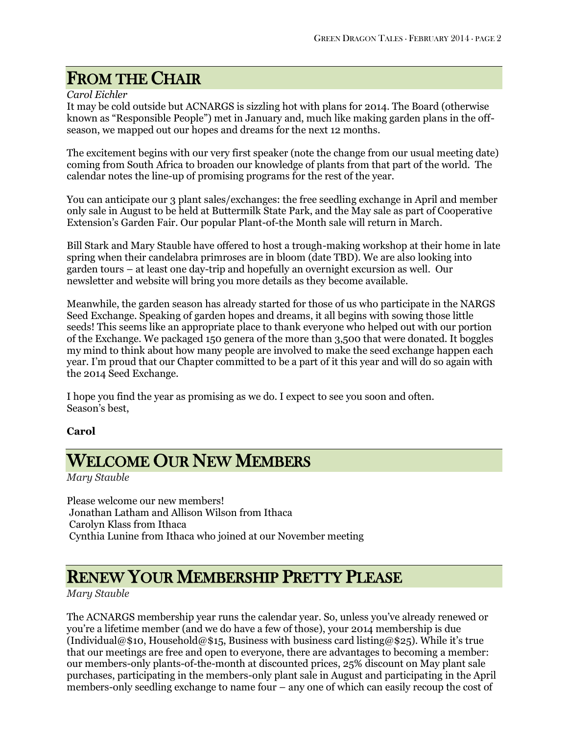## From the Chair

*Carol Eichler*

It may be cold outside but ACNARGS is sizzling hot with plans for 2014. The Board (otherwise known as "Responsible People") met in January and, much like making garden plans in the off-season, we mapped out our hopes and dreams for the next 12 months.

The excitement begins with our very first speaker (note the change from our usual meeting date) coming from South Africa to broaden our knowledge of plants from that part of the world. The calendar notes the line-up of promising programs for the rest of the year.

You can anticipate our 3 plant sales/exchanges: the free seedling exchange in April and member only sale in August to be held at Buttermilk State Park, and the May sale as part of Cooperative Extension's Garden Fair. Our popular Plant-of-the Month sale will return in March.

Bill Stark and Mary Stauble have offered to host a trough-making workshop at their home in late spring when their candelabra primroses are in bloom (date TBD). We are also looking into garden tours – at least one day-trip and hopefully an overnight excursion as well. Our newsletter and website will bring you more details as they become available.

Meanwhile, the garden season has already started for those of us who participate in the NARGS Seed Exchange. Speaking of garden hopes and dreams, it all begins with sowing those little seeds! This seems like an appropriate place to thank everyone who helped out with our portion of the Exchange. We packaged 150 genera of the more than 3,500 that were donated. It boggles my mind to think about how many people are involved to make the seed exchange happen each year. I'm proud that our Chapter committed to be a part of it this year and will do so again with the 2014 Seed Exchange.

I hope you find the year as promising as we do. I expect to see you soon and often.
Season's best,

**Carol**

## Welcome Our New Members

*Mary Stauble*

Please welcome our new members!
Jonathan Latham and Allison Wilson from Ithaca
Carolyn Klass from Ithaca
Cynthia Lunine from Ithaca who joined at our November meeting

## Renew Your Membership Pretty Please

*Mary Stauble*

The ACNARGS membership year runs the calendar year. So, unless you've already renewed or you're a lifetime member (and we do have a few of those), your 2014 membership is due (Individual@$10, Household@$15, Business with business card listing@$25). While it's true that our meetings are free and open to everyone, there are advantages to becoming a member: our members-only plants-of-the-month at discounted prices, 25% discount on May plant sale purchases, participating in the members-only plant sale in August and participating in the April members-only seedling exchange to name four – any one of which can easily recoup the cost of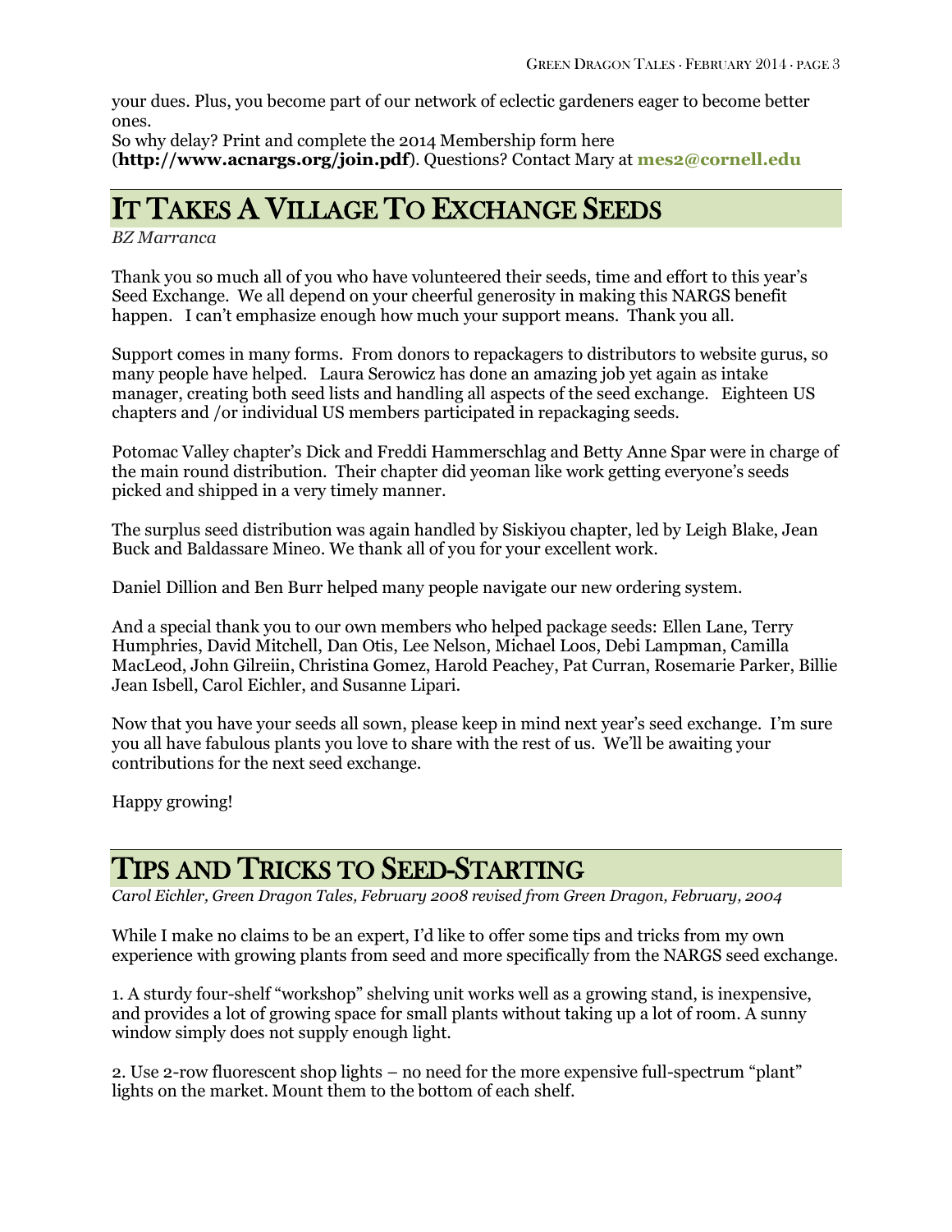your dues. Plus, you become part of our network of eclectic gardeners eager to become better ones.

So why delay? Print and complete the 2014 Membership form here (**http://www.acnargs.org/join.pdf**). Questions? Contact Mary at **mes2@cornell.edu**

## IT TAKES A VILLAGE TO EXCHANGE SEEDS

*BZ Marranca*

Thank you so much all of you who have volunteered their seeds, time and effort to this year's Seed Exchange. We all depend on your cheerful generosity in making this NARGS benefit happen. I can't emphasize enough how much your support means. Thank you all.

Support comes in many forms. From donors to repackagers to distributors to website gurus, so many people have helped. Laura Serowicz has done an amazing job yet again as intake manager, creating both seed lists and handling all aspects of the seed exchange. Eighteen US chapters and /or individual US members participated in repackaging seeds.

Potomac Valley chapter's Dick and Freddi Hammerschlag and Betty Anne Spar were in charge of the main round distribution. Their chapter did yeoman like work getting everyone's seeds picked and shipped in a very timely manner.

The surplus seed distribution was again handled by Siskiyou chapter, led by Leigh Blake, Jean Buck and Baldassare Mineo. We thank all of you for your excellent work.

Daniel Dillion and Ben Burr helped many people navigate our new ordering system.

And a special thank you to our own members who helped package seeds: Ellen Lane, Terry Humphries, David Mitchell, Dan Otis, Lee Nelson, Michael Loos, Debi Lampman, Camilla MacLeod, John Gilreiin, Christina Gomez, Harold Peachey, Pat Curran, Rosemarie Parker, Billie Jean Isbell, Carol Eichler, and Susanne Lipari.

Now that you have your seeds all sown, please keep in mind next year's seed exchange. I'm sure you all have fabulous plants you love to share with the rest of us. We'll be awaiting your contributions for the next seed exchange.

Happy growing!

## TIPS AND TRICKS TO SEED-STARTING

*Carol Eichler, Green Dragon Tales, February 2008 revised from Green Dragon, February, 2004*

While I make no claims to be an expert, I'd like to offer some tips and tricks from my own experience with growing plants from seed and more specifically from the NARGS seed exchange.

1. A sturdy four-shelf "workshop" shelving unit works well as a growing stand, is inexpensive, and provides a lot of growing space for small plants without taking up a lot of room. A sunny window simply does not supply enough light.

2. Use 2-row fluorescent shop lights – no need for the more expensive full-spectrum "plant" lights on the market. Mount them to the bottom of each shelf.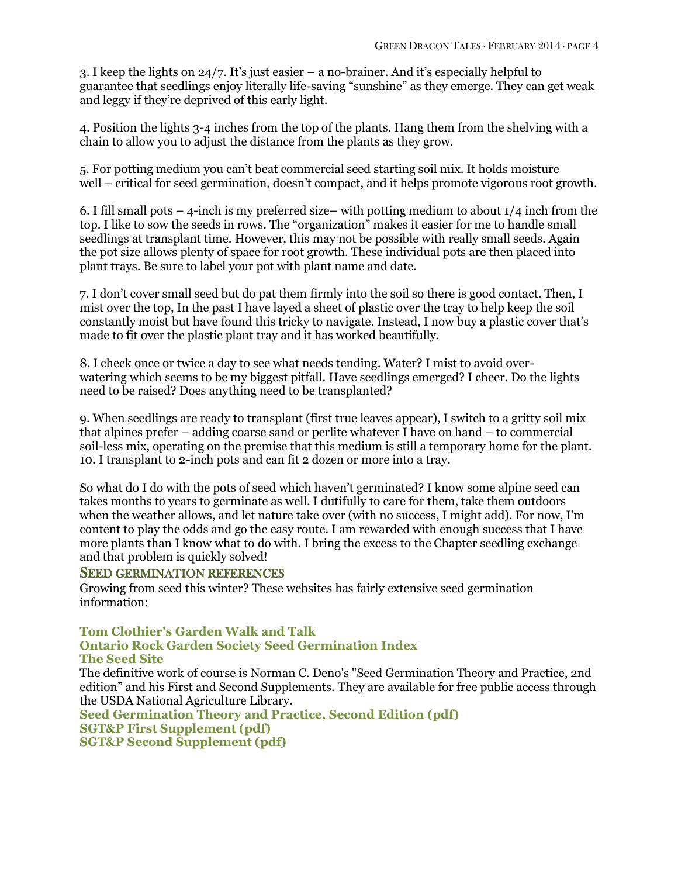3. I keep the lights on 24/7. It's just easier – a no-brainer. And it's especially helpful to guarantee that seedlings enjoy literally life-saving "sunshine" as they emerge. They can get weak and leggy if they're deprived of this early light.

4. Position the lights 3-4 inches from the top of the plants. Hang them from the shelving with a chain to allow you to adjust the distance from the plants as they grow.

5. For potting medium you can't beat commercial seed starting soil mix. It holds moisture well – critical for seed germination, doesn't compact, and it helps promote vigorous root growth.

6. I fill small pots – 4-inch is my preferred size– with potting medium to about 1/4 inch from the top. I like to sow the seeds in rows. The "organization" makes it easier for me to handle small seedlings at transplant time. However, this may not be possible with really small seeds. Again the pot size allows plenty of space for root growth. These individual pots are then placed into plant trays. Be sure to label your pot with plant name and date.

7. I don't cover small seed but do pat them firmly into the soil so there is good contact. Then, I mist over the top, In the past I have layed a sheet of plastic over the tray to help keep the soil constantly moist but have found this tricky to navigate. Instead, I now buy a plastic cover that's made to fit over the plastic plant tray and it has worked beautifully.

8. I check once or twice a day to see what needs tending. Water? I mist to avoid over-watering which seems to be my biggest pitfall. Have seedlings emerged? I cheer. Do the lights need to be raised? Does anything need to be transplanted?

9. When seedlings are ready to transplant (first true leaves appear), I switch to a gritty soil mix that alpines prefer – adding coarse sand or perlite whatever I have on hand – to commercial soil-less mix, operating on the premise that this medium is still a temporary home for the plant.
10. I transplant to 2-inch pots and can fit 2 dozen or more into a tray.

So what do I do with the pots of seed which haven't germinated? I know some alpine seed can takes months to years to germinate as well. I dutifully to care for them, take them outdoors when the weather allows, and let nature take over (with no success, I might add). For now, I'm content to play the odds and go the easy route. I am rewarded with enough success that I have more plants than I know what to do with. I bring the excess to the Chapter seedling exchange and that problem is quickly solved!

## Seed germination references

Growing from seed this winter? These websites has fairly extensive seed germination information:

**Tom Clothier's Garden Walk and Talk**
**Ontario Rock Garden Society Seed Germination Index**
**The Seed Site**

The definitive work of course is Norman C. Deno's "Seed Germination Theory and Practice, 2nd edition" and his First and Second Supplements. They are available for free public access through the USDA National Agriculture Library.

**Seed Germination Theory and Practice, Second Edition (pdf)**
**SGT&P First Supplement (pdf)**
**SGT&P Second Supplement (pdf)**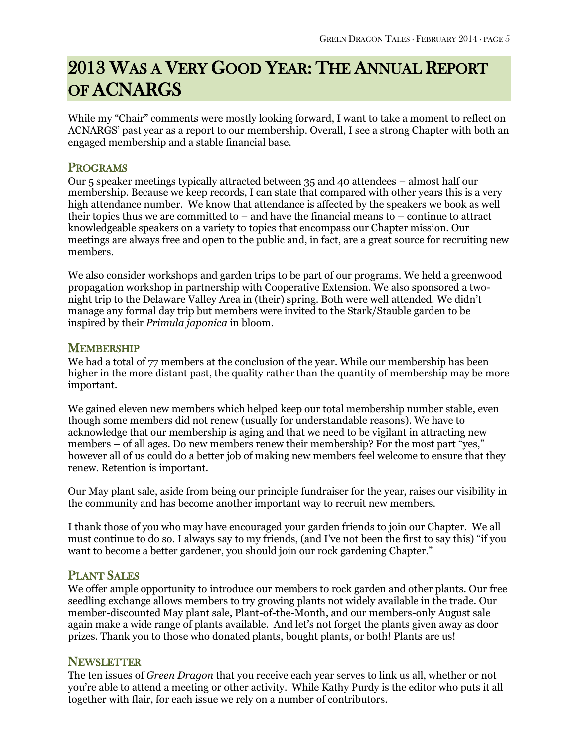# 2013 Was a Very Good Year: The Annual Report of ACNARGS

While my "Chair" comments were mostly looking forward, I want to take a moment to reflect on ACNARGS' past year as a report to our membership. Overall, I see a strong Chapter with both an engaged membership and a stable financial base.

## Programs

Our 5 speaker meetings typically attracted between 35 and 40 attendees – almost half our membership. Because we keep records, I can state that compared with other years this is a very high attendance number. We know that attendance is affected by the speakers we book as well their topics thus we are committed to – and have the financial means to – continue to attract knowledgeable speakers on a variety to topics that encompass our Chapter mission. Our meetings are always free and open to the public and, in fact, are a great source for recruiting new members.

We also consider workshops and garden trips to be part of our programs. We held a greenwood propagation workshop in partnership with Cooperative Extension. We also sponsored a two-night trip to the Delaware Valley Area in (their) spring. Both were well attended. We didn't manage any formal day trip but members were invited to the Stark/Stauble garden to be inspired by their *Primula japonica* in bloom.

## Membership

We had a total of 77 members at the conclusion of the year. While our membership has been higher in the more distant past, the quality rather than the quantity of membership may be more important.

We gained eleven new members which helped keep our total membership number stable, even though some members did not renew (usually for understandable reasons). We have to acknowledge that our membership is aging and that we need to be vigilant in attracting new members – of all ages. Do new members renew their membership? For the most part "yes," however all of us could do a better job of making new members feel welcome to ensure that they renew. Retention is important.

Our May plant sale, aside from being our principle fundraiser for the year, raises our visibility in the community and has become another important way to recruit new members.

I thank those of you who may have encouraged your garden friends to join our Chapter. We all must continue to do so. I always say to my friends, (and I've not been the first to say this) "if you want to become a better gardener, you should join our rock gardening Chapter."

## Plant Sales

We offer ample opportunity to introduce our members to rock garden and other plants. Our free seedling exchange allows members to try growing plants not widely available in the trade. Our member-discounted May plant sale, Plant-of-the-Month, and our members-only August sale again make a wide range of plants available. And let's not forget the plants given away as door prizes. Thank you to those who donated plants, bought plants, or both! Plants are us!

## Newsletter

The ten issues of *Green Dragon* that you receive each year serves to link us all, whether or not you're able to attend a meeting or other activity. While Kathy Purdy is the editor who puts it all together with flair, for each issue we rely on a number of contributors.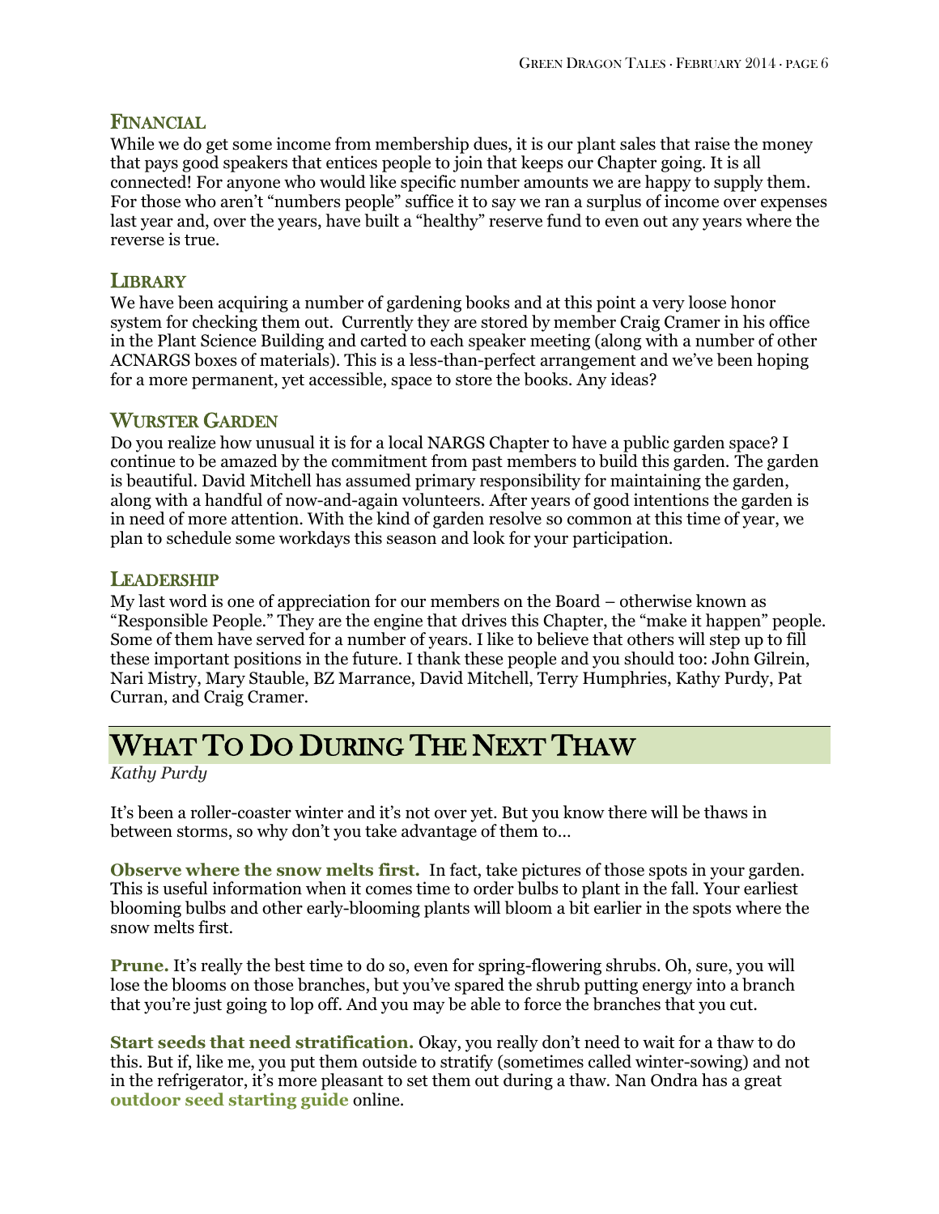### Financial

While we do get some income from membership dues, it is our plant sales that raise the money that pays good speakers that entices people to join that keeps our Chapter going. It is all connected! For anyone who would like specific number amounts we are happy to supply them. For those who aren't "numbers people" suffice it to say we ran a surplus of income over expenses last year and, over the years, have built a "healthy" reserve fund to even out any years where the reverse is true.

### Library

We have been acquiring a number of gardening books and at this point a very loose honor system for checking them out. Currently they are stored by member Craig Cramer in his office in the Plant Science Building and carted to each speaker meeting (along with a number of other ACNARGS boxes of materials). This is a less-than-perfect arrangement and we've been hoping for a more permanent, yet accessible, space to store the books. Any ideas?

### Wurster Garden

Do you realize how unusual it is for a local NARGS Chapter to have a public garden space? I continue to be amazed by the commitment from past members to build this garden. The garden is beautiful. David Mitchell has assumed primary responsibility for maintaining the garden, along with a handful of now-and-again volunteers. After years of good intentions the garden is in need of more attention. With the kind of garden resolve so common at this time of year, we plan to schedule some workdays this season and look for your participation.

### Leadership

My last word is one of appreciation for our members on the Board – otherwise known as "Responsible People." They are the engine that drives this Chapter, the "make it happen" people. Some of them have served for a number of years. I like to believe that others will step up to fill these important positions in the future. I thank these people and you should too: John Gilrein, Nari Mistry, Mary Stauble, BZ Marrance, David Mitchell, Terry Humphries, Kathy Purdy, Pat Curran, and Craig Cramer.

## What To Do During The Next Thaw

*Kathy Purdy*

It's been a roller-coaster winter and it's not over yet. But you know there will be thaws in between storms, so why don't you take advantage of them to…

**Observe where the snow melts first.** In fact, take pictures of those spots in your garden. This is useful information when it comes time to order bulbs to plant in the fall. Your earliest blooming bulbs and other early-blooming plants will bloom a bit earlier in the spots where the snow melts first.

**Prune.** It's really the best time to do so, even for spring-flowering shrubs. Oh, sure, you will lose the blooms on those branches, but you've spared the shrub putting energy into a branch that you're just going to lop off. And you may be able to force the branches that you cut.

**Start seeds that need stratification.** Okay, you really don't need to wait for a thaw to do this. But if, like me, you put them outside to stratify (sometimes called winter-sowing) and not in the refrigerator, it's more pleasant to set them out during a thaw. Nan Ondra has a great **outdoor seed starting guide** online.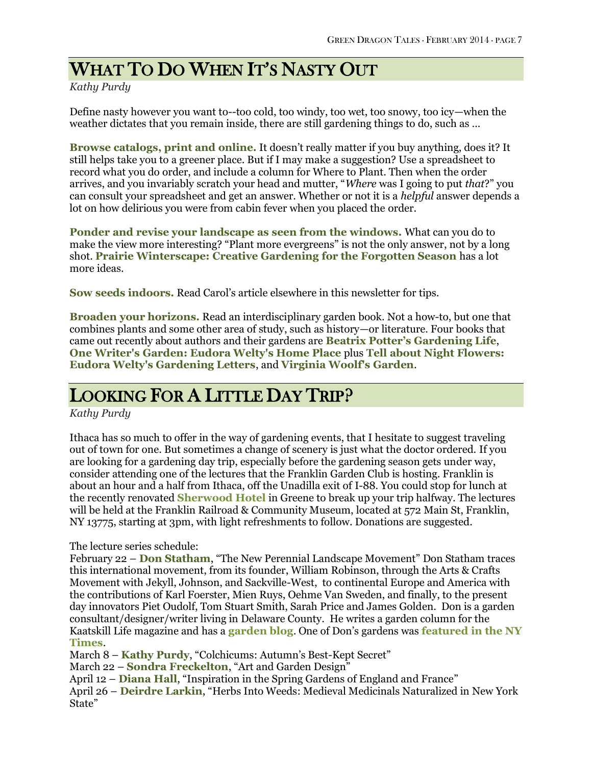## WHAT TO DO WHEN IT'S NASTY OUT

*Kathy Purdy*

Define nasty however you want to--too cold, too windy, too wet, too snowy, too icy—when the weather dictates that you remain inside, there are still gardening things to do, such as …

**Browse catalogs, print and online.** It doesn't really matter if you buy anything, does it? It still helps take you to a greener place. But if I may make a suggestion? Use a spreadsheet to record what you do order, and include a column for Where to Plant. Then when the order arrives, and you invariably scratch your head and mutter, "*Where* was I going to put *that*?" you can consult your spreadsheet and get an answer. Whether or not it is a *helpful* answer depends a lot on how delirious you were from cabin fever when you placed the order.

**Ponder and revise your landscape as seen from the windows.** What can you do to make the view more interesting? "Plant more evergreens" is not the only answer, not by a long shot. **Prairie Winterscape: Creative Gardening for the Forgotten Season** has a lot more ideas.

**Sow seeds indoors.** Read Carol's article elsewhere in this newsletter for tips.

**Broaden your horizons.** Read an interdisciplinary garden book. Not a how-to, but one that combines plants and some other area of study, such as history—or literature. Four books that came out recently about authors and their gardens are **Beatrix Potter's Gardening Life**, **One Writer's Garden: Eudora Welty's Home Place** plus **Tell about Night Flowers: Eudora Welty's Gardening Letters**, and **Virginia Woolf's Garden**.

## LOOKING FOR A LITTLE DAY TRIP?

*Kathy Purdy*

Ithaca has so much to offer in the way of gardening events, that I hesitate to suggest traveling out of town for one. But sometimes a change of scenery is just what the doctor ordered. If you are looking for a gardening day trip, especially before the gardening season gets under way, consider attending one of the lectures that the Franklin Garden Club is hosting. Franklin is about an hour and a half from Ithaca, off the Unadilla exit of I-88. You could stop for lunch at the recently renovated **Sherwood Hotel** in Greene to break up your trip halfway. The lectures will be held at the Franklin Railroad & Community Museum, located at 572 Main St, Franklin, NY 13775, starting at 3pm, with light refreshments to follow. Donations are suggested.

The lecture series schedule:

February 22 – **Don Statham**, "The New Perennial Landscape Movement" Don Statham traces this international movement, from its founder, William Robinson, through the Arts & Crafts Movement with Jekyll, Johnson, and Sackville-West, to continental Europe and America with the contributions of Karl Foerster, Mien Ruys, Oehme Van Sweden, and finally, to the present day innovators Piet Oudolf, Tom Stuart Smith, Sarah Price and James Golden. Don is a garden consultant/designer/writer living in Delaware County. He writes a garden column for the Kaatskill Life magazine and has a **garden blog**. One of Don's gardens was **featured in the NY Times**.

March 8 – **Kathy Purdy**, "Colchicums: Autumn's Best-Kept Secret"

March 22 – **Sondra Freckelton**, "Art and Garden Design"

April 12 – **Diana Hall**, "Inspiration in the Spring Gardens of England and France"

April 26 – **Deirdre Larkin**, "Herbs Into Weeds: Medieval Medicinals Naturalized in New York State"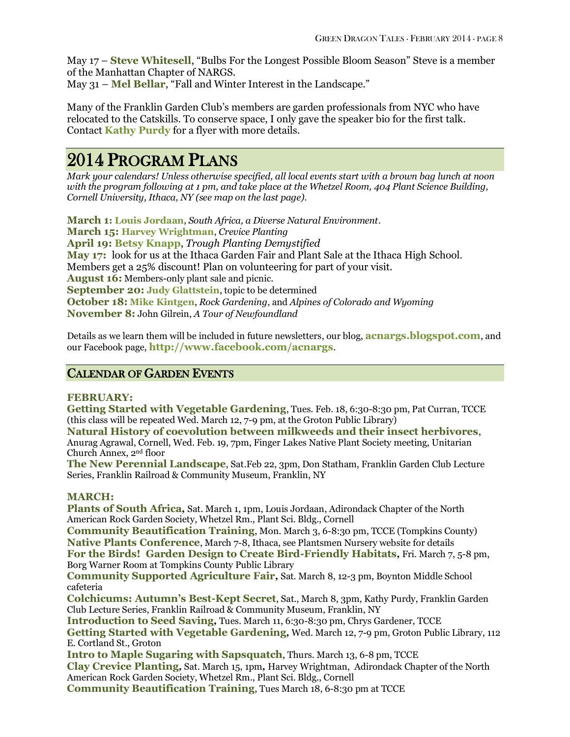May 17 – **Steve Whitesell**, "Bulbs For the Longest Possible Bloom Season" Steve is a member of the Manhattan Chapter of NARGS.
May 31 – **Mel Bellar**, "Fall and Winter Interest in the Landscape."

Many of the Franklin Garden Club's members are garden professionals from NYC who have relocated to the Catskills. To conserve space, I only gave the speaker bio for the first talk. Contact **Kathy Purdy** for a flyer with more details.

# 2014 Program Plans

*Mark your calendars! Unless otherwise specified, all local events start with a brown bag lunch at noon with the program following at 1 pm, and take place at the Whetzel Room, 404 Plant Science Building, Cornell University, Ithaca, NY (see map on the last page).*

**March 1: Louis Jordaan**, *South Africa, a Diverse Natural Environment*.
**March 15: Harvey Wrightman**, *Crevice Planting*
**April 19: Betsy Knapp**, *Trough Planting Demystified*
**May 17:** look for us at the Ithaca Garden Fair and Plant Sale at the Ithaca High School. Members get a 25% discount! Plan on volunteering for part of your visit.
**August 16:** Members-only plant sale and picnic.
**September 20: Judy Glattstein**, topic to be determined
**October 18: Mike Kintgen**, *Rock Gardening*, and *Alpines of Colorado and Wyoming*
**November 8:** John Gilrein, *A Tour of Newfoundland*

Details as we learn them will be included in future newsletters, our blog, **acnargs.blogspot.com**, and our Facebook page, **http://www.facebook.com/acnargs**.

## Calendar of Garden Events

### FEBRUARY:

**Getting Started with Vegetable Gardening**, Tues. Feb. 18, 6:30-8:30 pm, Pat Curran, TCCE (this class will be repeated Wed. March 12, 7-9 pm, at the Groton Public Library)
**Natural History of coevolution between milkweeds and their insect herbivores**, Anurag Agrawal, Cornell, Wed. Feb. 19, 7pm, Finger Lakes Native Plant Society meeting, Unitarian Church Annex, 2nd floor
**The New Perennial Landscape**, Sat.Feb 22, 3pm, Don Statham, Franklin Garden Club Lecture Series, Franklin Railroad & Community Museum, Franklin, NY

### MARCH:

**Plants of South Africa,** Sat. March 1, 1pm, Louis Jordaan, Adirondack Chapter of the North American Rock Garden Society, Whetzel Rm., Plant Sci. Bldg., Cornell
**Community Beautification Training**, Mon. March 3, 6-8:30 pm, TCCE (Tompkins County)
**Native Plants Conference**, March 7-8, Ithaca, see Plantsmen Nursery website for details
**For the Birds! Garden Design to Create Bird-Friendly Habitats,** Fri. March 7, 5-8 pm, Borg Warner Room at Tompkins County Public Library
**Community Supported Agriculture Fair,** Sat. March 8, 12-3 pm, Boynton Middle School cafeteria
**Colchicums: Autumn's Best-Kept Secret**, Sat., March 8, 3pm, Kathy Purdy, Franklin Garden Club Lecture Series, Franklin Railroad & Community Museum, Franklin, NY
**Introduction to Seed Saving,** Tues. March 11, 6:30-8:30 pm, Chrys Gardener, TCCE
**Getting Started with Vegetable Gardening,** Wed. March 12, 7-9 pm, Groton Public Library, 112 E. Cortland St., Groton
**Intro to Maple Sugaring with Sapsquatch**, Thurs. March 13, 6-8 pm, TCCE
**Clay Crevice Planting,** Sat. March 15, 1pm**,** Harvey Wrightman, Adirondack Chapter of the North American Rock Garden Society, Whetzel Rm., Plant Sci. Bldg., Cornell
**Community Beautification Training**, Tues March 18, 6-8:30 pm at TCCE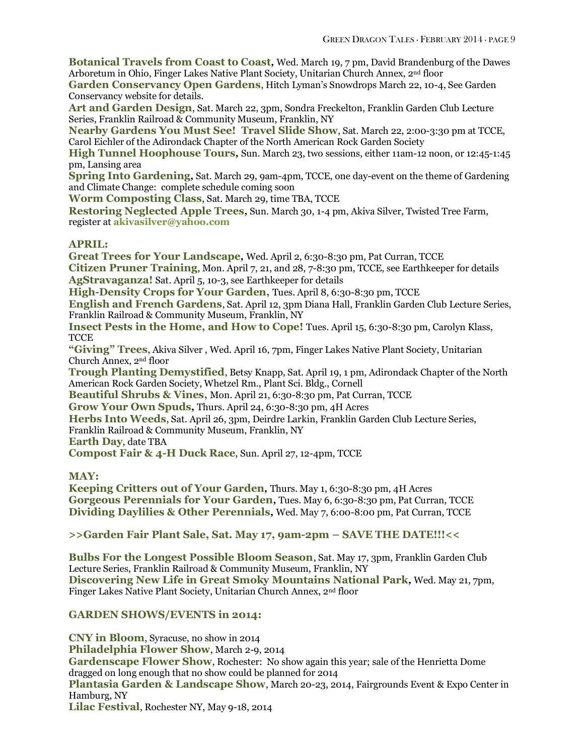**Botanical Travels from Coast to Coast,** Wed. March 19, 7 pm, David Brandenburg of the Dawes Arboretum in Ohio, Finger Lakes Native Plant Society, Unitarian Church Annex, 2nd floor

**Garden Conservancy Open Gardens**, Hitch Lyman's Snowdrops March 22, 10-4, See Garden Conservancy website for details.

**Art and Garden Design**, Sat. March 22, 3pm, Sondra Freckelton, Franklin Garden Club Lecture Series, Franklin Railroad & Community Museum, Franklin, NY

**Nearby Gardens You Must See! Travel Slide Show**, Sat. March 22, 2:00-3:30 pm at TCCE, Carol Eichler of the Adirondack Chapter of the North American Rock Garden Society

**High Tunnel Hoophouse Tours,** Sun. March 23, two sessions, either 11am-12 noon, or 12:45-1:45 pm, Lansing area

**Spring Into Gardening,** Sat. March 29, 9am-4pm, TCCE, one day-event on the theme of Gardening and Climate Change: complete schedule coming soon

**Worm Composting Class**, Sat. March 29, time TBA, TCCE

**Restoring Neglected Apple Trees,** Sun. March 30, 1-4 pm, Akiva Silver, Twisted Tree Farm, register at **akivasilver@yahoo.com**

## APRIL:

**Great Trees for Your Landscape,** Wed. April 2, 6:30-8:30 pm, Pat Curran, TCCE

**Citizen Pruner Training**, Mon. April 7, 21, and 28, 7-8:30 pm, TCCE, see Earthkeeper for details

**AgStravaganza!** Sat. April 5, 10-3, see Earthkeeper for details

**High-Density Crops for Your Garden,** Tues. April 8, 6:30-8:30 pm, TCCE

**English and French Gardens**, Sat. April 12, 3pm Diana Hall, Franklin Garden Club Lecture Series, Franklin Railroad & Community Museum, Franklin, NY

**Insect Pests in the Home, and How to Cope!** Tues. April 15, 6:30-8:30 pm, Carolyn Klass, TCCE

**"Giving" Trees**, Akiva Silver , Wed. April 16, 7pm, Finger Lakes Native Plant Society, Unitarian Church Annex, 2nd floor

**Trough Planting Demystified**, Betsy Knapp, Sat. April 19, 1 pm, Adirondack Chapter of the North American Rock Garden Society, Whetzel Rm., Plant Sci. Bldg., Cornell

**Beautiful Shrubs & Vines,** Mon. April 21, 6:30-8:30 pm, Pat Curran, TCCE

**Grow Your Own Spuds,** Thurs. April 24, 6:30-8:30 pm, 4H Acres

**Herbs Into Weeds**, Sat. April 26, 3pm, Deirdre Larkin, Franklin Garden Club Lecture Series, Franklin Railroad & Community Museum, Franklin, NY

**Earth Day**, date TBA

**Compost Fair & 4-H Duck Race**, Sun. April 27, 12-4pm, TCCE

## MAY:

**Keeping Critters out of Your Garden,** Thurs. May 1, 6:30-8:30 pm, 4H Acres

**Gorgeous Perennials for Your Garden,** Tues. May 6, 6:30-8:30 pm, Pat Curran, TCCE

**Dividing Daylilies & Other Perennials,** Wed. May 7, 6:00-8:00 pm, Pat Curran, TCCE

**>>Garden Fair Plant Sale, Sat. May 17, 9am-2pm – SAVE THE DATE!!!<<**

**Bulbs For the Longest Possible Bloom Season**, Sat. May 17, 3pm, Franklin Garden Club Lecture Series, Franklin Railroad & Community Museum, Franklin, NY

**Discovering New Life in Great Smoky Mountains National Park,** Wed. May 21, 7pm, Finger Lakes Native Plant Society, Unitarian Church Annex, 2nd floor

## GARDEN SHOWS/EVENTS in 2014:

**CNY in Bloom**, Syracuse, no show in 2014

**Philadelphia Flower Show**, March 2-9, 2014

**Gardenscape Flower Show**, Rochester: No show again this year; sale of the Henrietta Dome dragged on long enough that no show could be planned for 2014

**Plantasia Garden & Landscape Show**, March 20-23, 2014, Fairgrounds Event & Expo Center in Hamburg, NY

**Lilac Festival**, Rochester NY, May 9-18, 2014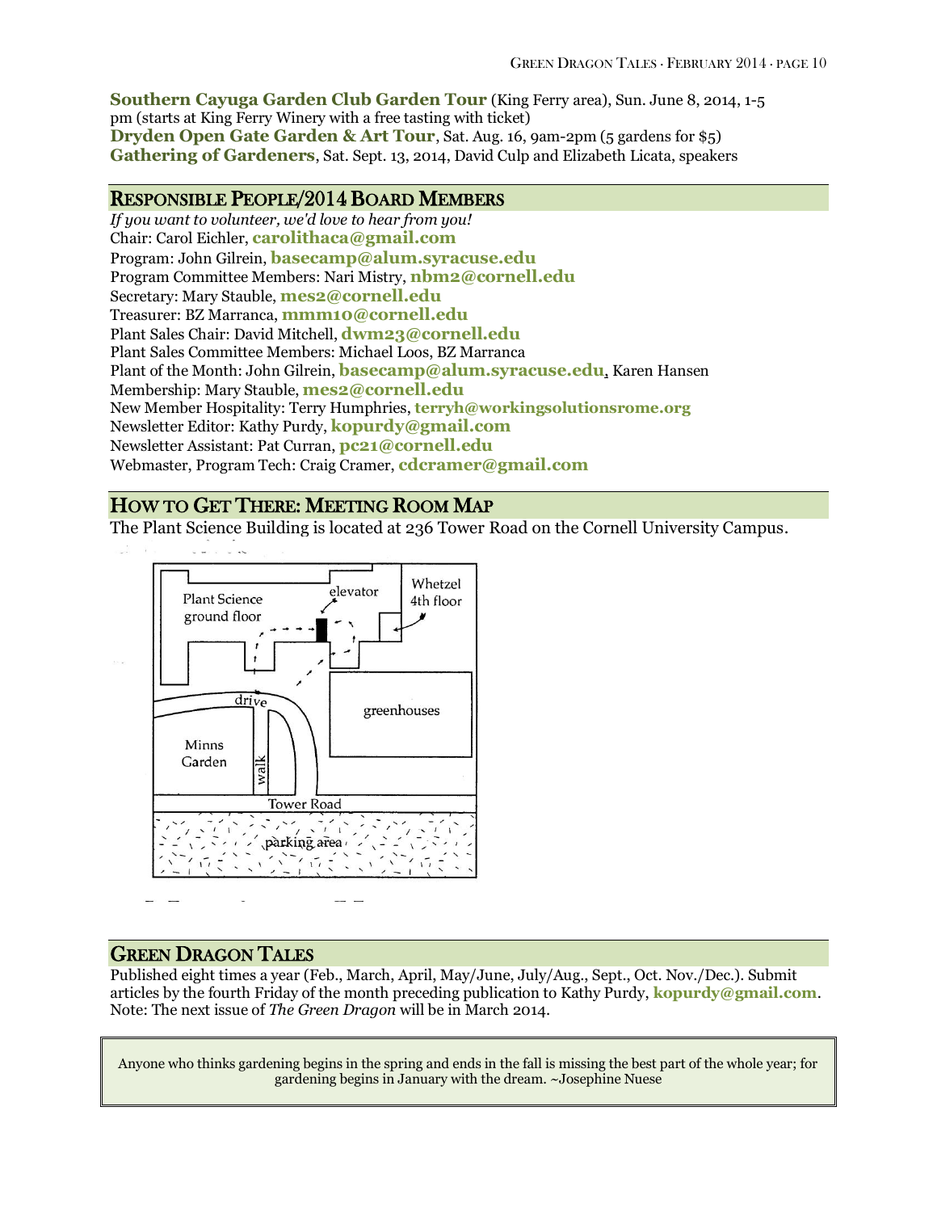**Southern Cayuga Garden Club Garden Tour** (King Ferry area), Sun. June 8, 2014, 1-5 pm (starts at King Ferry Winery with a free tasting with ticket)
**Dryden Open Gate Garden & Art Tour**, Sat. Aug. 16, 9am-2pm (5 gardens for $5)
**Gathering of Gardeners**, Sat. Sept. 13, 2014, David Culp and Elizabeth Licata, speakers

## Responsible People/2014 Board Members

*If you want to volunteer, we'd love to hear from you!*
Chair: Carol Eichler, **carolithaca@gmail.com**
Program: John Gilrein, **basecamp@alum.syracuse.edu**
Program Committee Members: Nari Mistry, **nbm2@cornell.edu**
Secretary: Mary Stauble, **mes2@cornell.edu**
Treasurer: BZ Marranca, **mmm10@cornell.edu**
Plant Sales Chair: David Mitchell, **dwm23@cornell.edu**
Plant Sales Committee Members: Michael Loos, BZ Marranca
Plant of the Month: John Gilrein, **basecamp@alum.syracuse.edu**, Karen Hansen
Membership: Mary Stauble, **mes2@cornell.edu**
New Member Hospitality: Terry Humphries, **terryh@workingsolutionsrome.org**
Newsletter Editor: Kathy Purdy, **kopurdy@gmail.com**
Newsletter Assistant: Pat Curran, **pc21@cornell.edu**
Webmaster, Program Tech: Craig Cramer, **cdcramer@gmail.com**

## How to Get There: Meeting Room Map

The Plant Science Building is located at 236 Tower Road on the Cornell University Campus.

Plant Science ground floor
elevator
Whetzel 4th floor
drive
greenhouses
Minns Garden
walk
Tower Road
parking area

## Green Dragon Tales

Published eight times a year (Feb., March, April, May/June, July/Aug., Sept., Oct. Nov./Dec.). Submit articles by the fourth Friday of the month preceding publication to Kathy Purdy, **kopurdy@gmail.com**. Note: The next issue of *The Green Dragon* will be in March 2014.

Anyone who thinks gardening begins in the spring and ends in the fall is missing the best part of the whole year; for gardening begins in January with the dream. ~Josephine Nuese